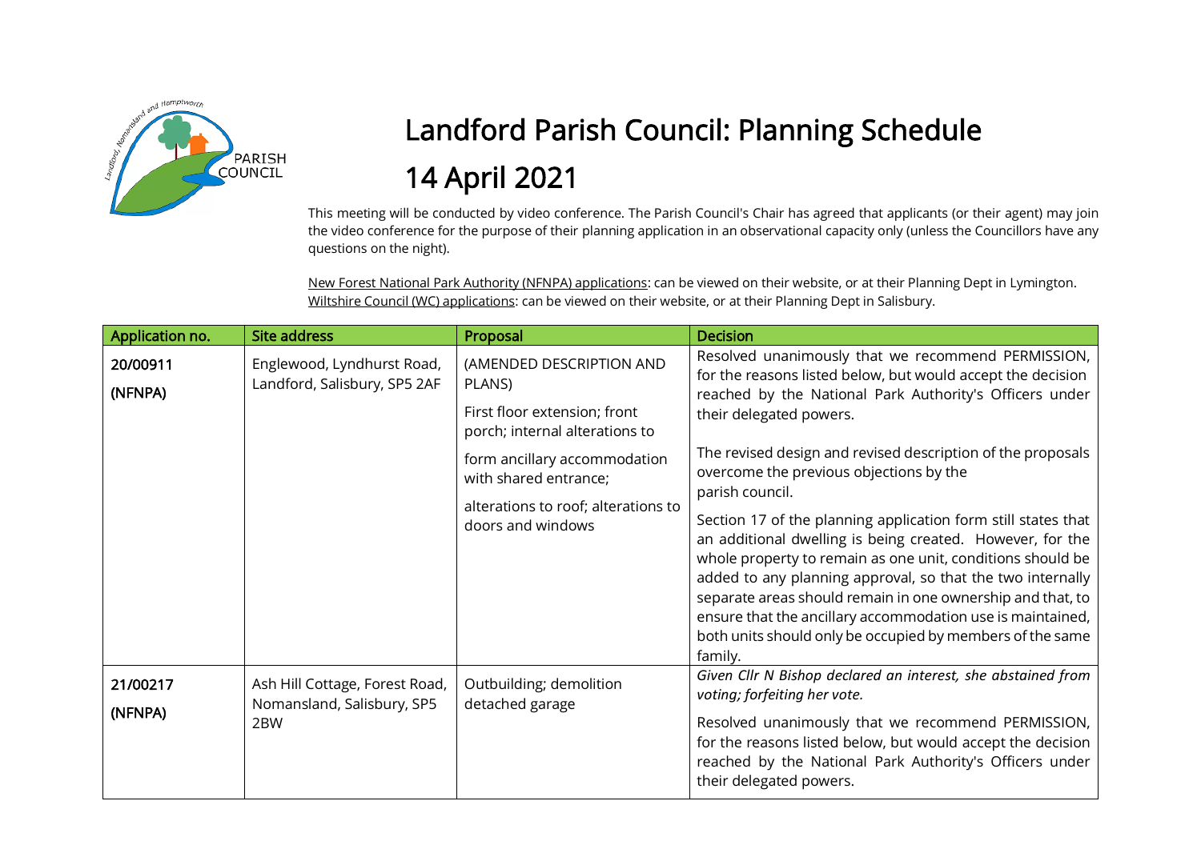# Landford Parish Council: Planning Schedule

# 14 April 2021

This meeting will be conducted by video conference. The Parish Council's Chair has agreed that applicants (or their agent) may join the video conference for the purpose of their planning application in an observational capacity only (unless the Councillors have any questions on the night).

New Forest National Park Authority (NFNPA) applications: can be viewed on their website, or at their Planning Dept in Lymington.
Wiltshire Council (WC) applications: can be viewed on their website, or at their Planning Dept in Salisbury.

| Application no. | Site address | Proposal | Decision |
|---|---|---|---|
| 20/00911 (NFNPA) | Englewood, Lyndhurst Road, Landford, Salisbury, SP5 2AF | (AMENDED DESCRIPTION AND PLANS) First floor extension; front porch; internal alterations to form ancillary accommodation with shared entrance; alterations to roof; alterations to doors and windows | Resolved unanimously that we recommend PERMISSION, for the reasons listed below, but would accept the decision reached by the National Park Authority's Officers under their delegated powers. The revised design and revised description of the proposals overcome the previous objections by the parish council. Section 17 of the planning application form still states that an additional dwelling is being created. However, for the whole property to remain as one unit, conditions should be added to any planning approval, so that the two internally separate areas should remain in one ownership and that, to ensure that the ancillary accommodation use is maintained, both units should only be occupied by members of the same family. |
| 21/00217 (NFNPA) | Ash Hill Cottage, Forest Road, Nomansland, Salisbury, SP5 2BW | Outbuilding; demolition detached garage | *Given Cllr N Bishop declared an interest, she abstained from voting; forfeiting her vote.* Resolved unanimously that we recommend PERMISSION, for the reasons listed below, but would accept the decision reached by the National Park Authority's Officers under their delegated powers. |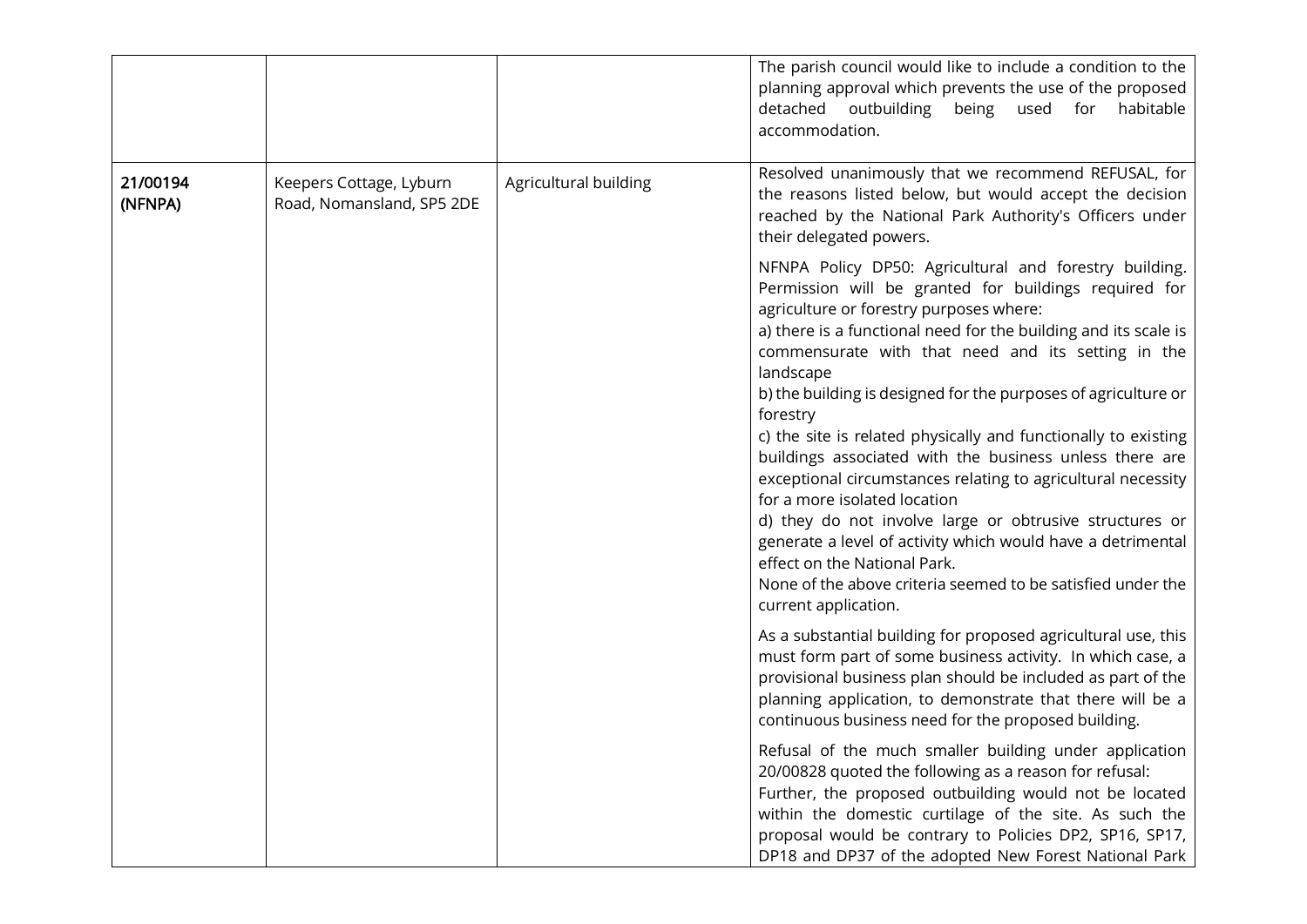| | | | |
|---|---|---|---|
| | | | The parish council would like to include a condition to the planning approval which prevents the use of the proposed detached outbuilding being used for habitable accommodation. |
| **21/00194 (NFNPA)** | Keepers Cottage, Lyburn Road, Nomansland, SP5 2DE | Agricultural building | Resolved unanimously that we recommend REFUSAL, for the reasons listed below, but would accept the decision reached by the National Park Authority's Officers under their delegated powers.<br><br>NFNPA Policy DP50: Agricultural and forestry building. Permission will be granted for buildings required for agriculture or forestry purposes where:<br>a) there is a functional need for the building and its scale is commensurate with that need and its setting in the landscape<br>b) the building is designed for the purposes of agriculture or forestry<br>c) the site is related physically and functionally to existing buildings associated with the business unless there are exceptional circumstances relating to agricultural necessity for a more isolated location<br>d) they do not involve large or obtrusive structures or generate a level of activity which would have a detrimental effect on the National Park.<br>None of the above criteria seemed to be satisfied under the current application.<br><br>As a substantial building for proposed agricultural use, this must form part of some business activity. In which case, a provisional business plan should be included as part of the planning application, to demonstrate that there will be a continuous business need for the proposed building.<br><br>Refusal of the much smaller building under application 20/00828 quoted the following as a reason for refusal:<br>Further, the proposed outbuilding would not be located within the domestic curtilage of the site. As such the proposal would be contrary to Policies DP2, SP16, SP17, DP18 and DP37 of the adopted New Forest National Park |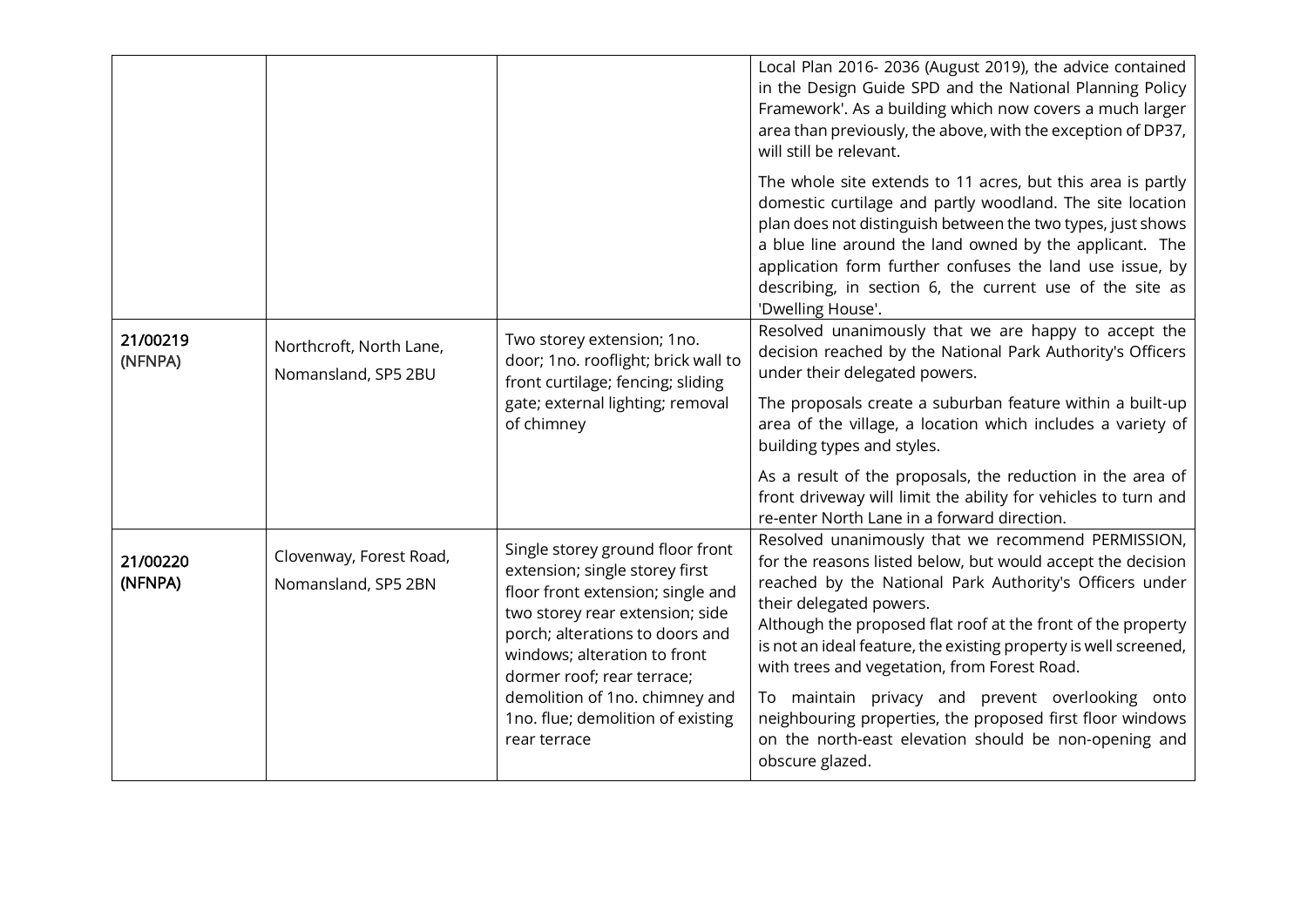| | | | |
|---|---|---|---|
| | | | Local Plan 2016- 2036 (August 2019), the advice contained in the Design Guide SPD and the National Planning Policy Framework'. As a building which now covers a much larger area than previously, the above, with the exception of DP37, will still be relevant.<br><br>The whole site extends to 11 acres, but this area is partly domestic curtilage and partly woodland. The site location plan does not distinguish between the two types, just shows a blue line around the land owned by the applicant. The application form further confuses the land use issue, by describing, in section 6, the current use of the site as 'Dwelling House'. |
| 21/00219 (NFNPA) | Northcroft, North Lane, Nomansland, SP5 2BU | Two storey extension; 1no. door; 1no. rooflight; brick wall to front curtilage; fencing; sliding gate; external lighting; removal of chimney | Resolved unanimously that we are happy to accept the decision reached by the National Park Authority's Officers under their delegated powers.<br><br>The proposals create a suburban feature within a built-up area of the village, a location which includes a variety of building types and styles.<br><br>As a result of the proposals, the reduction in the area of front driveway will limit the ability for vehicles to turn and re-enter North Lane in a forward direction. |
| 21/00220 (NFNPA) | Clovenway, Forest Road, Nomansland, SP5 2BN | Single storey ground floor front extension; single storey first floor front extension; single and two storey rear extension; side porch; alterations to doors and windows; alteration to front dormer roof; rear terrace; demolition of 1no. chimney and 1no. flue; demolition of existing rear terrace | Resolved unanimously that we recommend PERMISSION, for the reasons listed below, but would accept the decision reached by the National Park Authority's Officers under their delegated powers.<br>Although the proposed flat roof at the front of the property is not an ideal feature, the existing property is well screened, with trees and vegetation, from Forest Road.<br><br>To maintain privacy and prevent overlooking onto neighbouring properties, the proposed first floor windows on the north-east elevation should be non-opening and obscure glazed. |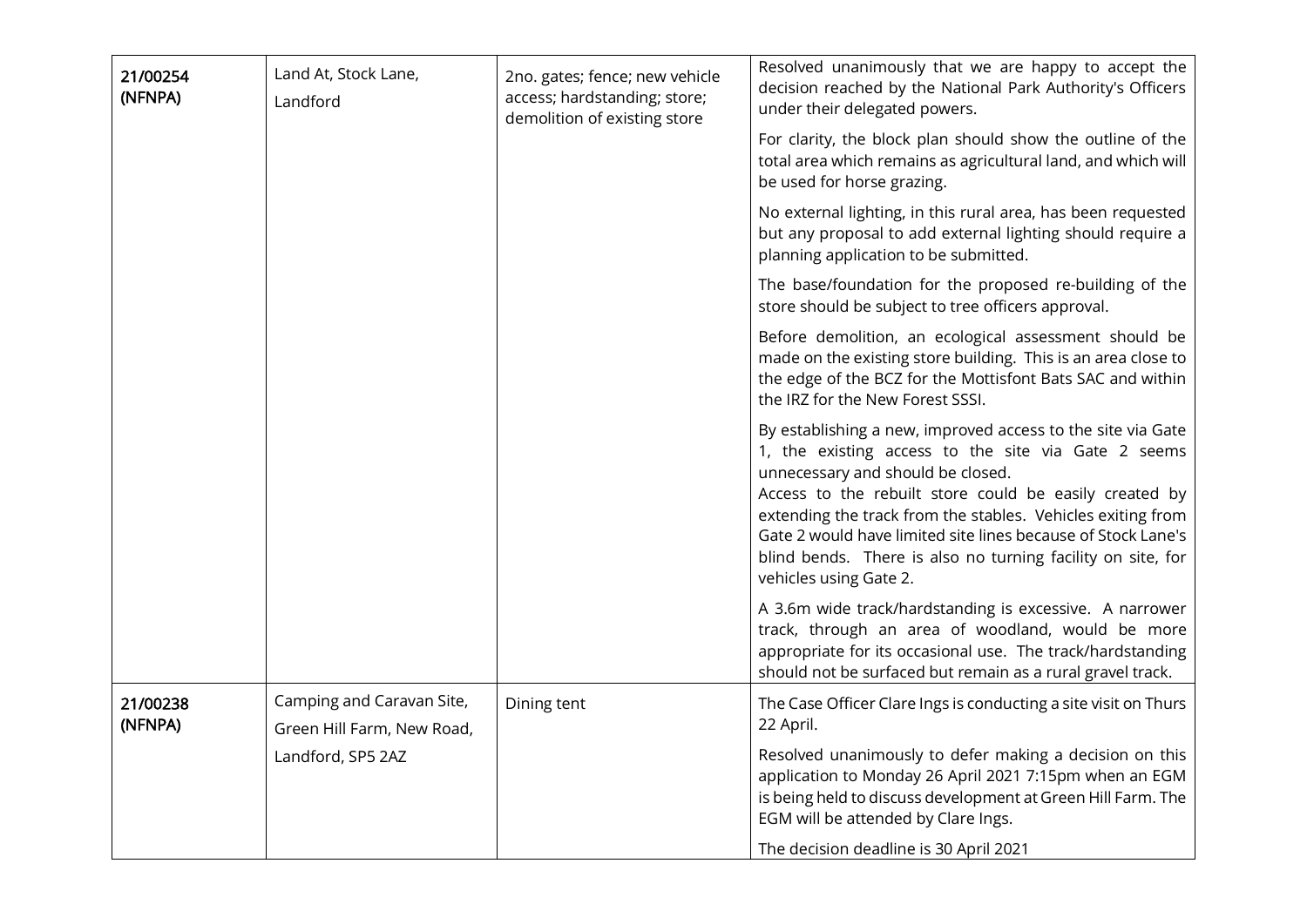| | | | |
|---|---|---|---|
| 21/00254 (NFNPA) | Land At, Stock Lane, Landford | 2no. gates; fence; new vehicle access; hardstanding; store; demolition of existing store | Resolved unanimously that we are happy to accept the decision reached by the National Park Authority's Officers under their delegated powers.<br><br>For clarity, the block plan should show the outline of the total area which remains as agricultural land, and which will be used for horse grazing.<br><br>No external lighting, in this rural area, has been requested but any proposal to add external lighting should require a planning application to be submitted.<br><br>The base/foundation for the proposed re-building of the store should be subject to tree officers approval.<br><br>Before demolition, an ecological assessment should be made on the existing store building. This is an area close to the edge of the BCZ for the Mottisfont Bats SAC and within the IRZ for the New Forest SSSI.<br><br>By establishing a new, improved access to the site via Gate 1, the existing access to the site via Gate 2 seems unnecessary and should be closed.<br>Access to the rebuilt store could be easily created by extending the track from the stables. Vehicles exiting from Gate 2 would have limited site lines because of Stock Lane's blind bends. There is also no turning facility on site, for vehicles using Gate 2.<br><br>A 3.6m wide track/hardstanding is excessive. A narrower track, through an area of woodland, would be more appropriate for its occasional use. The track/hardstanding should not be surfaced but remain as a rural gravel track. |
| 21/00238 (NFNPA) | Camping and Caravan Site, Green Hill Farm, New Road, Landford, SP5 2AZ | Dining tent | The Case Officer Clare Ings is conducting a site visit on Thurs 22 April.<br><br>Resolved unanimously to defer making a decision on this application to Monday 26 April 2021 7:15pm when an EGM is being held to discuss development at Green Hill Farm. The EGM will be attended by Clare Ings.<br><br>The decision deadline is 30 April 2021 |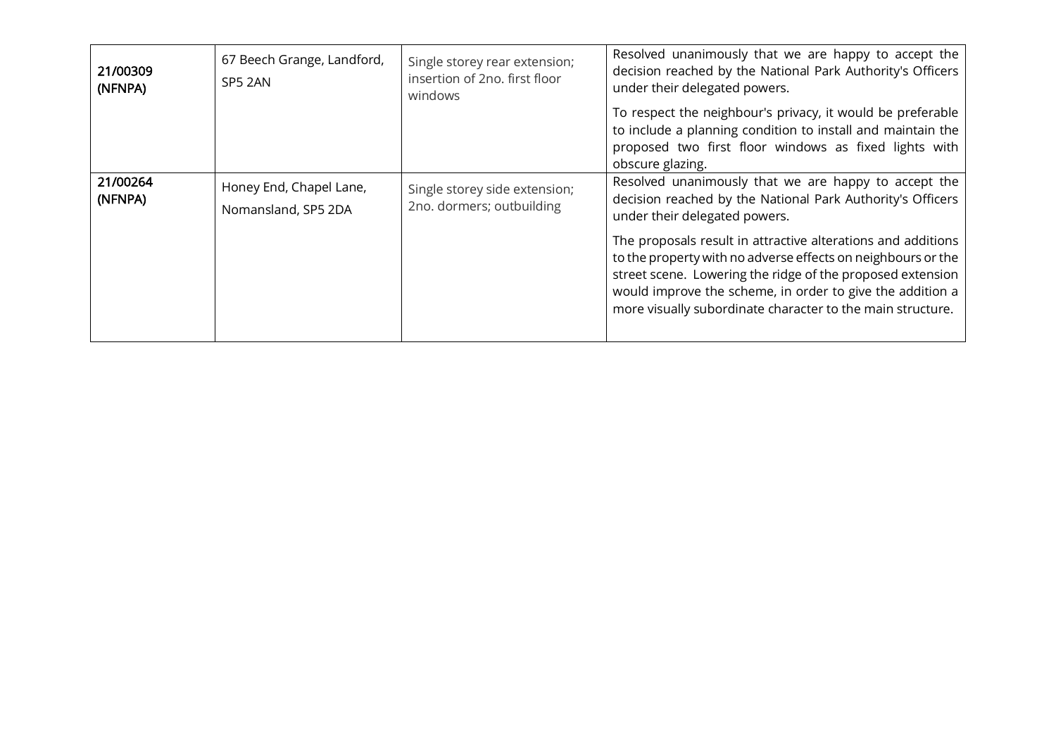| | | | |
|---|---|---|---|
| **21/00309 (NFNPA)** | 67 Beech Grange, Landford, SP5 2AN | Single storey rear extension; insertion of 2no. first floor windows | Resolved unanimously that we are happy to accept the decision reached by the National Park Authority's Officers under their delegated powers.<br><br>To respect the neighbour's privacy, it would be preferable to include a planning condition to install and maintain the proposed two first floor windows as fixed lights with obscure glazing. |
| **21/00264 (NFNPA)** | Honey End, Chapel Lane, Nomansland, SP5 2DA | Single storey side extension; 2no. dormers; outbuilding | Resolved unanimously that we are happy to accept the decision reached by the National Park Authority's Officers under their delegated powers.<br><br>The proposals result in attractive alterations and additions to the property with no adverse effects on neighbours or the street scene. Lowering the ridge of the proposed extension would improve the scheme, in order to give the addition a more visually subordinate character to the main structure. |